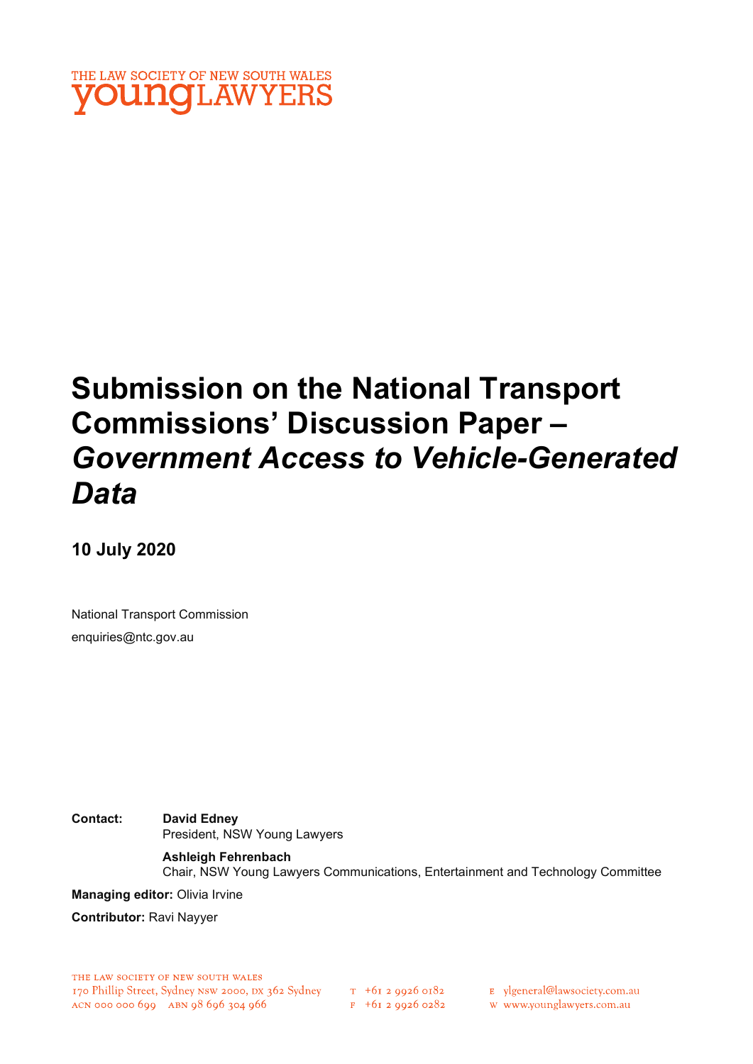THE LAW SOCIETY OF NEW SOUTH WALES
youngLAWYERS

# Submission on the National Transport Commissions' Discussion Paper – *Government Access to Vehicle-Generated Data*

**10 July 2020**

National Transport Commission
enquiries@ntc.gov.au

**Contact:** **David Edney**
President, NSW Young Lawyers

**Ashleigh Fehrenbach**
Chair, NSW Young Lawyers Communications, Entertainment and Technology Committee

**Managing editor:** Olivia Irvine

**Contributor:** Ravi Nayyer

THE LAW SOCIETY OF NEW SOUTH WALES
170 Phillip Street, Sydney NSW 2000, DX 362 Sydney
ACN 000 000 699 ABN 98 696 304 966

T +61 2 9926 0182
F +61 2 9926 0282

E ylgeneral@lawsociety.com.au
W www.younglawyers.com.au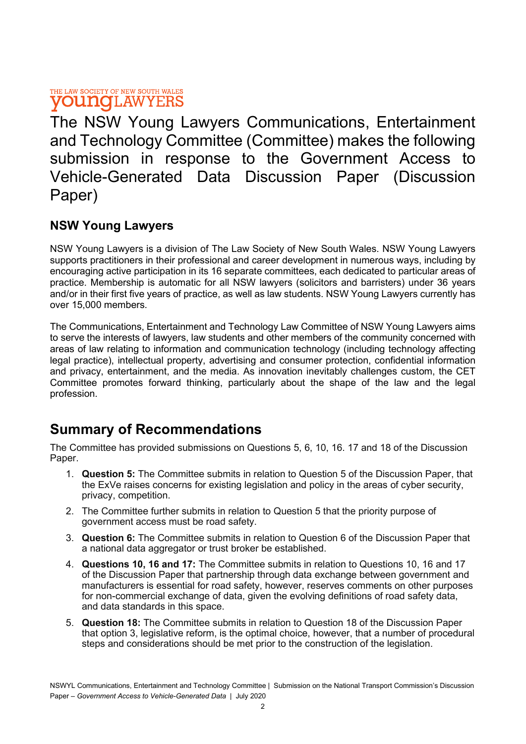THE LAW SOCIETY OF NEW SOUTH WALES
youngLAWYERS

# The NSW Young Lawyers Communications, Entertainment and Technology Committee (Committee) makes the following submission in response to the Government Access to Vehicle-Generated Data Discussion Paper (Discussion Paper)

### NSW Young Lawyers

NSW Young Lawyers is a division of The Law Society of New South Wales. NSW Young Lawyers supports practitioners in their professional and career development in numerous ways, including by encouraging active participation in its 16 separate committees, each dedicated to particular areas of practice. Membership is automatic for all NSW lawyers (solicitors and barristers) under 36 years and/or in their first five years of practice, as well as law students. NSW Young Lawyers currently has over 15,000 members.

The Communications, Entertainment and Technology Law Committee of NSW Young Lawyers aims to serve the interests of lawyers, law students and other members of the community concerned with areas of law relating to information and communication technology (including technology affecting legal practice), intellectual property, advertising and consumer protection, confidential information and privacy, entertainment, and the media. As innovation inevitably challenges custom, the CET Committee promotes forward thinking, particularly about the shape of the law and the legal profession.

## Summary of Recommendations

The Committee has provided submissions on Questions 5, 6, 10, 16. 17 and 18 of the Discussion Paper.

1. **Question 5:** The Committee submits in relation to Question 5 of the Discussion Paper, that the ExVe raises concerns for existing legislation and policy in the areas of cyber security, privacy, competition.
2. The Committee further submits in relation to Question 5 that the priority purpose of government access must be road safety.
3. **Question 6:** The Committee submits in relation to Question 6 of the Discussion Paper that a national data aggregator or trust broker be established.
4. **Questions 10, 16 and 17:** The Committee submits in relation to Questions 10, 16 and 17 of the Discussion Paper that partnership through data exchange between government and manufacturers is essential for road safety, however, reserves comments on other purposes for non-commercial exchange of data, given the evolving definitions of road safety data, and data standards in this space.
5. **Question 18:** The Committee submits in relation to Question 18 of the Discussion Paper that option 3, legislative reform, is the optimal choice, however, that a number of procedural steps and considerations should be met prior to the construction of the legislation.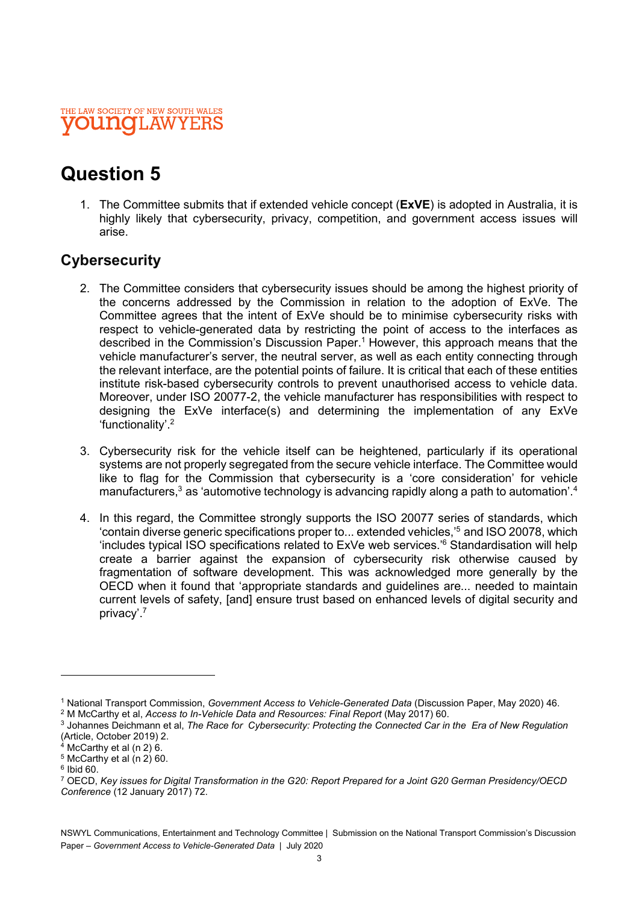# Question 5

1. The Committee submits that if extended vehicle concept (**ExVE**) is adopted in Australia, it is highly likely that cybersecurity, privacy, competition, and government access issues will arise.

## Cybersecurity

2. The Committee considers that cybersecurity issues should be among the highest priority of the concerns addressed by the Commission in relation to the adoption of ExVe. The Committee agrees that the intent of ExVe should be to minimise cybersecurity risks with respect to vehicle-generated data by restricting the point of access to the interfaces as described in the Commission's Discussion Paper.[1] However, this approach means that the vehicle manufacturer's server, the neutral server, as well as each entity connecting through the relevant interface, are the potential points of failure. It is critical that each of these entities institute risk-based cybersecurity controls to prevent unauthorised access to vehicle data. Moreover, under ISO 20077-2, the vehicle manufacturer has responsibilities with respect to designing the ExVe interface(s) and determining the implementation of any ExVe 'functionality'.[2]

3. Cybersecurity risk for the vehicle itself can be heightened, particularly if its operational systems are not properly segregated from the secure vehicle interface. The Committee would like to flag for the Commission that cybersecurity is a 'core consideration' for vehicle manufacturers,[3] as 'automotive technology is advancing rapidly along a path to automation'.[4]

4. In this regard, the Committee strongly supports the ISO 20077 series of standards, which 'contain diverse generic specifications proper to... extended vehicles,'[5] and ISO 20078, which 'includes typical ISO specifications related to ExVe web services.'[6] Standardisation will help create a barrier against the expansion of cybersecurity risk otherwise caused by fragmentation of software development. This was acknowledged more generally by the OECD when it found that 'appropriate standards and guidelines are... needed to maintain current levels of safety, [and] ensure trust based on enhanced levels of digital security and privacy'.[7]

---

[1] National Transport Commission, *Government Access to Vehicle-Generated Data* (Discussion Paper, May 2020) 46.
[2] M McCarthy et al, *Access to In-Vehicle Data and Resources: Final Report* (May 2017) 60.
[3] Johannes Deichmann et al, *The Race for Cybersecurity: Protecting the Connected Car in the Era of New Regulation* (Article, October 2019) 2.
[4] McCarthy et al (n 2) 6.
[5] McCarthy et al (n 2) 60.
[6] Ibid 60.
[7] OECD, *Key issues for Digital Transformation in the G20: Report Prepared for a Joint G20 German Presidency/OECD Conference* (12 January 2017) 72.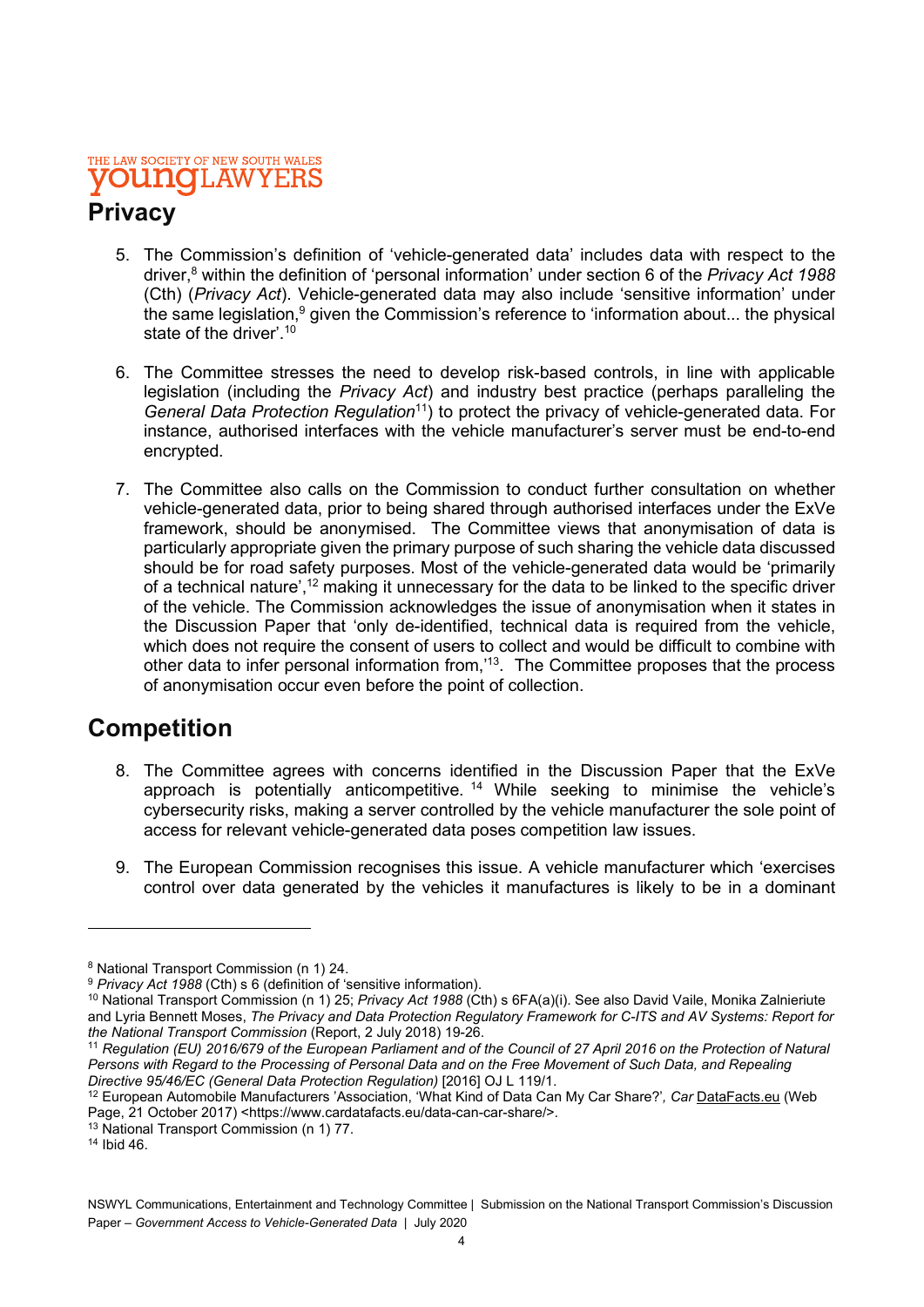## Privacy

5. The Commission's definition of 'vehicle-generated data' includes data with respect to the driver,[8] within the definition of 'personal information' under section 6 of the *Privacy Act 1988* (Cth) (*Privacy Act*). Vehicle-generated data may also include 'sensitive information' under the same legislation,[9] given the Commission's reference to 'information about... the physical state of the driver'.[10]

6. The Committee stresses the need to develop risk-based controls, in line with applicable legislation (including the *Privacy Act*) and industry best practice (perhaps paralleling the *General Data Protection Regulation*[11]) to protect the privacy of vehicle-generated data. For instance, authorised interfaces with the vehicle manufacturer's server must be end-to-end encrypted.

7. The Committee also calls on the Commission to conduct further consultation on whether vehicle-generated data, prior to being shared through authorised interfaces under the ExVe framework, should be anonymised. The Committee views that anonymisation of data is particularly appropriate given the primary purpose of such sharing the vehicle data discussed should be for road safety purposes. Most of the vehicle-generated data would be 'primarily of a technical nature',[12] making it unnecessary for the data to be linked to the specific driver of the vehicle. The Commission acknowledges the issue of anonymisation when it states in the Discussion Paper that 'only de-identified, technical data is required from the vehicle, which does not require the consent of users to collect and would be difficult to combine with other data to infer personal information from,'[13]. The Committee proposes that the process of anonymisation occur even before the point of collection.

## Competition

8. The Committee agrees with concerns identified in the Discussion Paper that the ExVe approach is potentially anticompetitive. [14] While seeking to minimise the vehicle's cybersecurity risks, making a server controlled by the vehicle manufacturer the sole point of access for relevant vehicle-generated data poses competition law issues.

9. The European Commission recognises this issue. A vehicle manufacturer which 'exercises control over data generated by the vehicles it manufactures is likely to be in a dominant

---

[8] National Transport Commission (n 1) 24.

[9] *Privacy Act 1988* (Cth) s 6 (definition of 'sensitive information).

[10] National Transport Commission (n 1) 25; *Privacy Act 1988* (Cth) s 6FA(a)(i). See also David Vaile, Monika Zalnieriute and Lyria Bennett Moses, *The Privacy and Data Protection Regulatory Framework for C-ITS and AV Systems: Report for the National Transport Commission* (Report, 2 July 2018) 19-26.

[11] *Regulation (EU) 2016/679 of the European Parliament and of the Council of 27 April 2016 on the Protection of Natural Persons with Regard to the Processing of Personal Data and on the Free Movement of Such Data, and Repealing Directive 95/46/EC (General Data Protection Regulation)* [2016] OJ L 119/1.

[12] European Automobile Manufacturers 'Association, 'What Kind of Data Can My Car Share?', *Car* DataFacts.eu (Web Page, 21 October 2017) <https://www.cardatafacts.eu/data-can-car-share/>.

[13] National Transport Commission (n 1) 77.

[14] Ibid 46.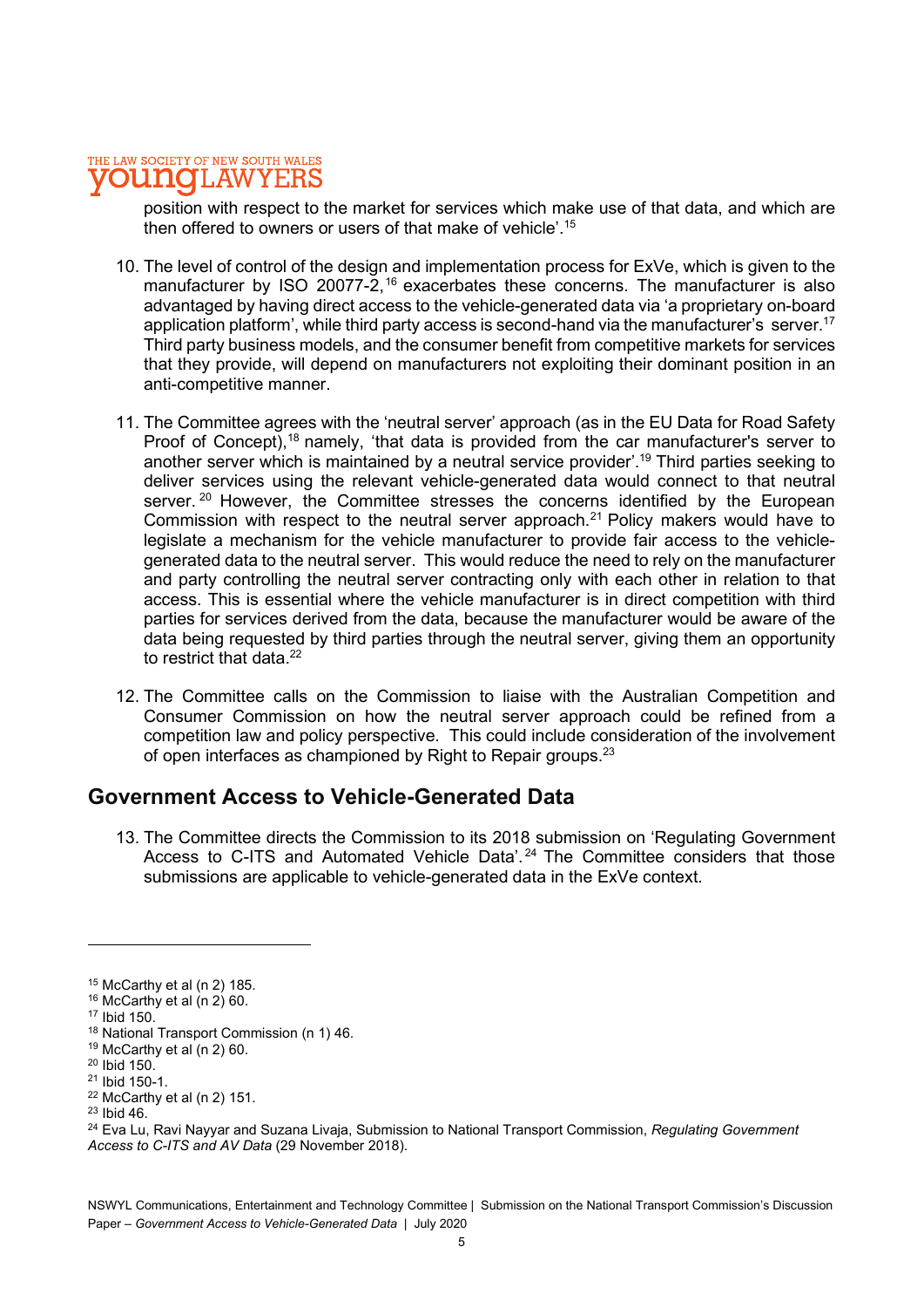position with respect to the market for services which make use of that data, and which are then offered to owners or users of that make of vehicle'.[15]

10. The level of control of the design and implementation process for ExVe, which is given to the manufacturer by ISO 20077-2,[16] exacerbates these concerns. The manufacturer is also advantaged by having direct access to the vehicle-generated data via 'a proprietary on-board application platform', while third party access is second-hand via the manufacturer's server.[17] Third party business models, and the consumer benefit from competitive markets for services that they provide, will depend on manufacturers not exploiting their dominant position in an anti-competitive manner.

11. The Committee agrees with the 'neutral server' approach (as in the EU Data for Road Safety Proof of Concept),[18] namely, 'that data is provided from the car manufacturer's server to another server which is maintained by a neutral service provider'.[19] Third parties seeking to deliver services using the relevant vehicle-generated data would connect to that neutral server.[20] However, the Committee stresses the concerns identified by the European Commission with respect to the neutral server approach.[21] Policy makers would have to legislate a mechanism for the vehicle manufacturer to provide fair access to the vehicle-generated data to the neutral server. This would reduce the need to rely on the manufacturer and party controlling the neutral server contracting only with each other in relation to that access. This is essential where the vehicle manufacturer is in direct competition with third parties for services derived from the data, because the manufacturer would be aware of the data being requested by third parties through the neutral server, giving them an opportunity to restrict that data.[22]

12. The Committee calls on the Commission to liaise with the Australian Competition and Consumer Commission on how the neutral server approach could be refined from a competition law and policy perspective. This could include consideration of the involvement of open interfaces as championed by Right to Repair groups.[23]

## Government Access to Vehicle-Generated Data

13. The Committee directs the Commission to its 2018 submission on 'Regulating Government Access to C-ITS and Automated Vehicle Data'.[24] The Committee considers that those submissions are applicable to vehicle-generated data in the ExVe context.

---

[15] McCarthy et al (n 2) 185.
[16] McCarthy et al (n 2) 60.
[17] Ibid 150.
[18] National Transport Commission (n 1) 46.
[19] McCarthy et al (n 2) 60.
[20] Ibid 150.
[21] Ibid 150-1.
[22] McCarthy et al (n 2) 151.
[23] Ibid 46.
[24] Eva Lu, Ravi Nayyar and Suzana Livaja, Submission to National Transport Commission, *Regulating Government Access to C-ITS and AV Data* (29 November 2018).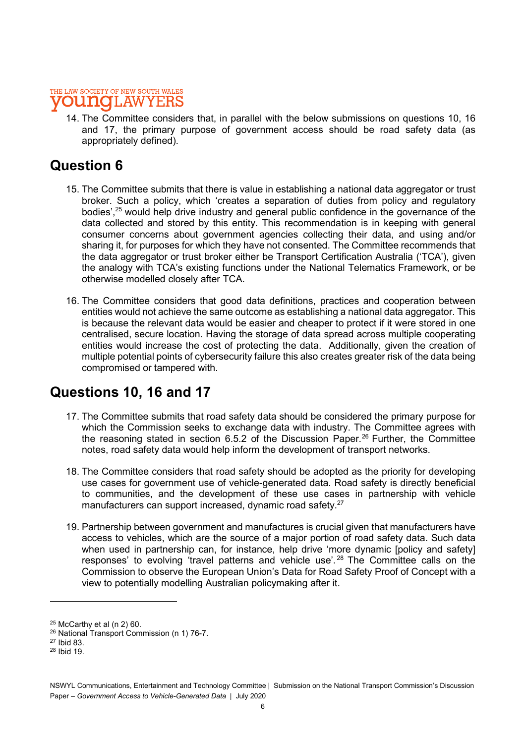14. The Committee considers that, in parallel with the below submissions on questions 10, 16 and 17, the primary purpose of government access should be road safety data (as appropriately defined).

## Question 6

15. The Committee submits that there is value in establishing a national data aggregator or trust broker. Such a policy, which 'creates a separation of duties from policy and regulatory bodies',[25] would help drive industry and general public confidence in the governance of the data collected and stored by this entity. This recommendation is in keeping with general consumer concerns about government agencies collecting their data, and using and/or sharing it, for purposes for which they have not consented. The Committee recommends that the data aggregator or trust broker either be Transport Certification Australia ('TCA'), given the analogy with TCA's existing functions under the National Telematics Framework, or be otherwise modelled closely after TCA.

16. The Committee considers that good data definitions, practices and cooperation between entities would not achieve the same outcome as establishing a national data aggregator. This is because the relevant data would be easier and cheaper to protect if it were stored in one centralised, secure location. Having the storage of data spread across multiple cooperating entities would increase the cost of protecting the data. Additionally, given the creation of multiple potential points of cybersecurity failure this also creates greater risk of the data being compromised or tampered with.

## Questions 10, 16 and 17

17. The Committee submits that road safety data should be considered the primary purpose for which the Commission seeks to exchange data with industry. The Committee agrees with the reasoning stated in section 6.5.2 of the Discussion Paper.[26] Further, the Committee notes, road safety data would help inform the development of transport networks.

18. The Committee considers that road safety should be adopted as the priority for developing use cases for government use of vehicle-generated data. Road safety is directly beneficial to communities, and the development of these use cases in partnership with vehicle manufacturers can support increased, dynamic road safety.[27]

19. Partnership between government and manufactures is crucial given that manufacturers have access to vehicles, which are the source of a major portion of road safety data. Such data when used in partnership can, for instance, help drive 'more dynamic [policy and safety] responses' to evolving 'travel patterns and vehicle use'.[28] The Committee calls on the Commission to observe the European Union's Data for Road Safety Proof of Concept with a view to potentially modelling Australian policymaking after it.

---

[25] McCarthy et al (n 2) 60.

[26] National Transport Commission (n 1) 76-7.

[27] Ibid 83.

[28] Ibid 19.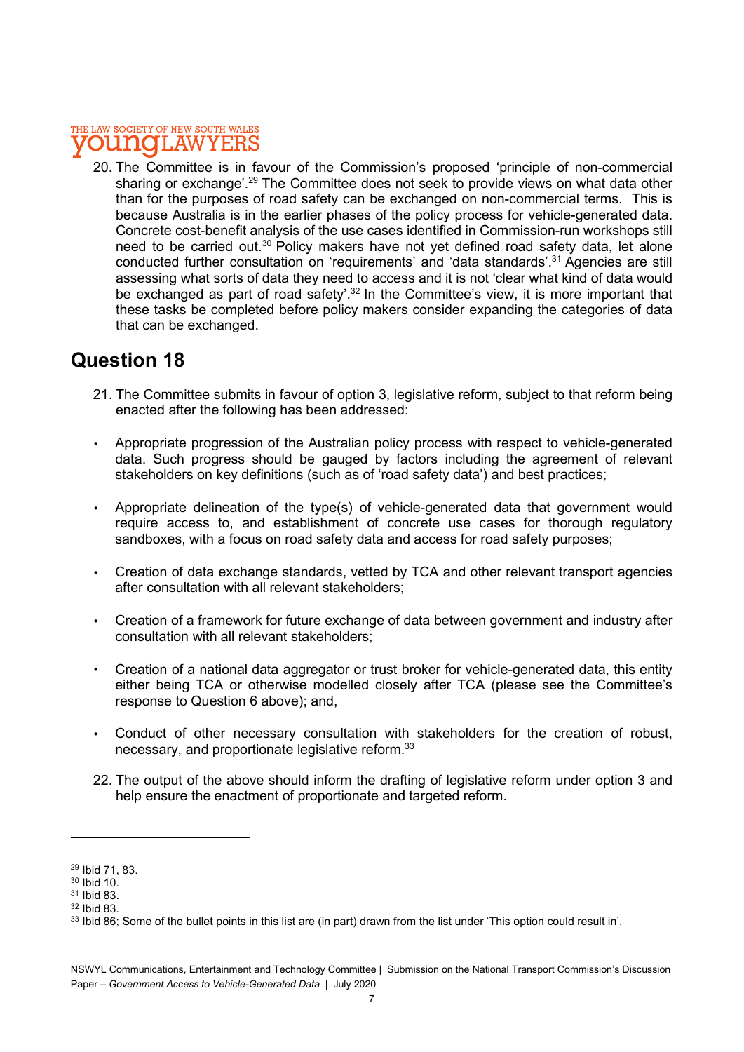20. The Committee is in favour of the Commission's proposed 'principle of non-commercial sharing or exchange'.[29] The Committee does not seek to provide views on what data other than for the purposes of road safety can be exchanged on non-commercial terms. This is because Australia is in the earlier phases of the policy process for vehicle-generated data. Concrete cost-benefit analysis of the use cases identified in Commission-run workshops still need to be carried out.[30] Policy makers have not yet defined road safety data, let alone conducted further consultation on 'requirements' and 'data standards'.[31] Agencies are still assessing what sorts of data they need to access and it is not 'clear what kind of data would be exchanged as part of road safety'.[32] In the Committee's view, it is more important that these tasks be completed before policy makers consider expanding the categories of data that can be exchanged.

## Question 18

21. The Committee submits in favour of option 3, legislative reform, subject to that reform being enacted after the following has been addressed:

- Appropriate progression of the Australian policy process with respect to vehicle-generated data. Such progress should be gauged by factors including the agreement of relevant stakeholders on key definitions (such as of 'road safety data') and best practices;
- Appropriate delineation of the type(s) of vehicle-generated data that government would require access to, and establishment of concrete use cases for thorough regulatory sandboxes, with a focus on road safety data and access for road safety purposes;
- Creation of data exchange standards, vetted by TCA and other relevant transport agencies after consultation with all relevant stakeholders;
- Creation of a framework for future exchange of data between government and industry after consultation with all relevant stakeholders;
- Creation of a national data aggregator or trust broker for vehicle-generated data, this entity either being TCA or otherwise modelled closely after TCA (please see the Committee's response to Question 6 above); and,
- Conduct of other necessary consultation with stakeholders for the creation of robust, necessary, and proportionate legislative reform.[33]

22. The output of the above should inform the drafting of legislative reform under option 3 and help ensure the enactment of proportionate and targeted reform.

---

[29] Ibid 71, 83.
[30] Ibid 10.
[31] Ibid 83.
[32] Ibid 83.
[33] Ibid 86; Some of the bullet points in this list are (in part) drawn from the list under 'This option could result in'.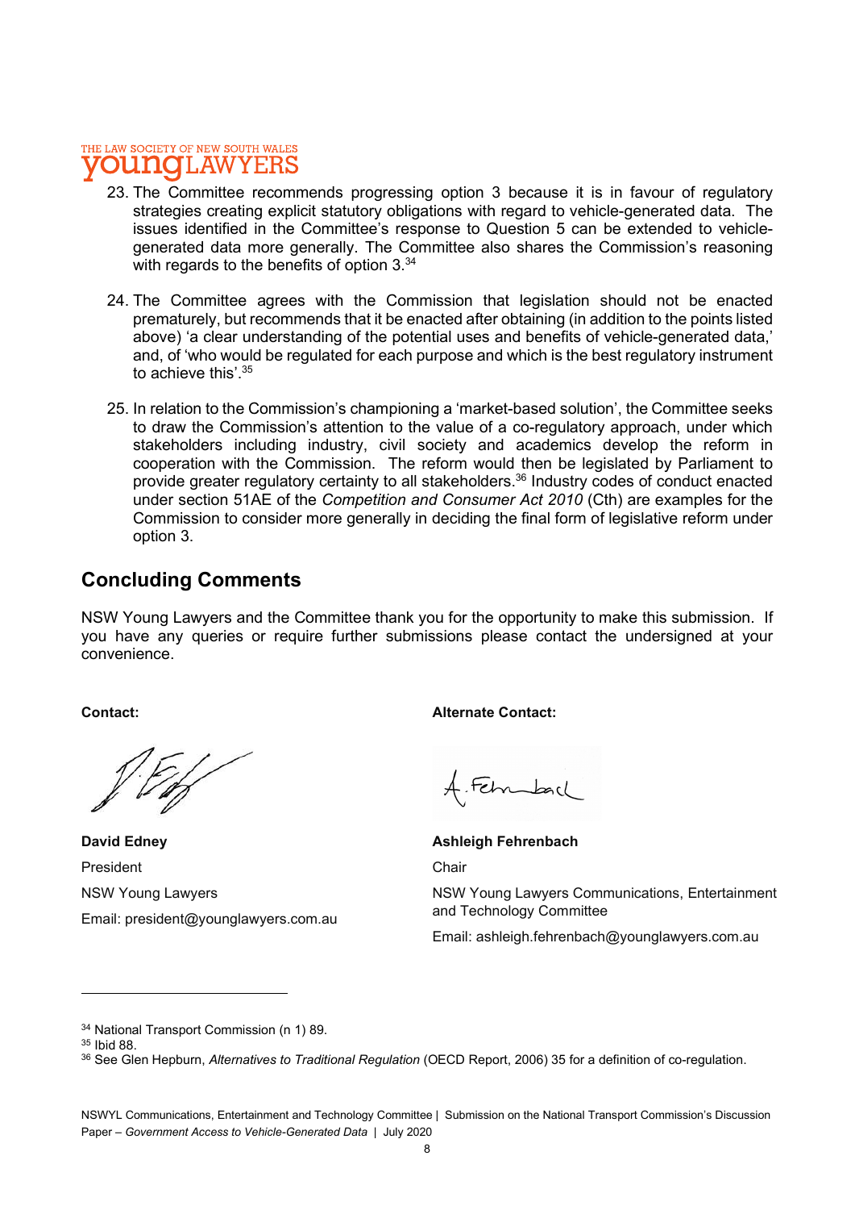23. The Committee recommends progressing option 3 because it is in favour of regulatory strategies creating explicit statutory obligations with regard to vehicle-generated data. The issues identified in the Committee's response to Question 5 can be extended to vehicle-generated data more generally. The Committee also shares the Commission's reasoning with regards to the benefits of option 3.[34]

24. The Committee agrees with the Commission that legislation should not be enacted prematurely, but recommends that it be enacted after obtaining (in addition to the points listed above) 'a clear understanding of the potential uses and benefits of vehicle-generated data,' and, of 'who would be regulated for each purpose and which is the best regulatory instrument to achieve this'.[35]

25. In relation to the Commission's championing a 'market-based solution', the Committee seeks to draw the Commission's attention to the value of a co-regulatory approach, under which stakeholders including industry, civil society and academics develop the reform in cooperation with the Commission. The reform would then be legislated by Parliament to provide greater regulatory certainty to all stakeholders.[36] Industry codes of conduct enacted under section 51AE of the *Competition and Consumer Act 2010* (Cth) are examples for the Commission to consider more generally in deciding the final form of legislative reform under option 3.

## Concluding Comments

NSW Young Lawyers and the Committee thank you for the opportunity to make this submission. If you have any queries or require further submissions please contact the undersigned at your convenience.

**Contact:**

**David Edney**

President

NSW Young Lawyers

Email: president@younglawyers.com.au

**Alternate Contact:**

**Ashleigh Fehrenbach**

Chair

NSW Young Lawyers Communications, Entertainment and Technology Committee

Email: ashleigh.fehrenbach@younglawyers.com.au

---

[34] National Transport Commission (n 1) 89.

[35] Ibid 88.

[36] See Glen Hepburn, *Alternatives to Traditional Regulation* (OECD Report, 2006) 35 for a definition of co-regulation.